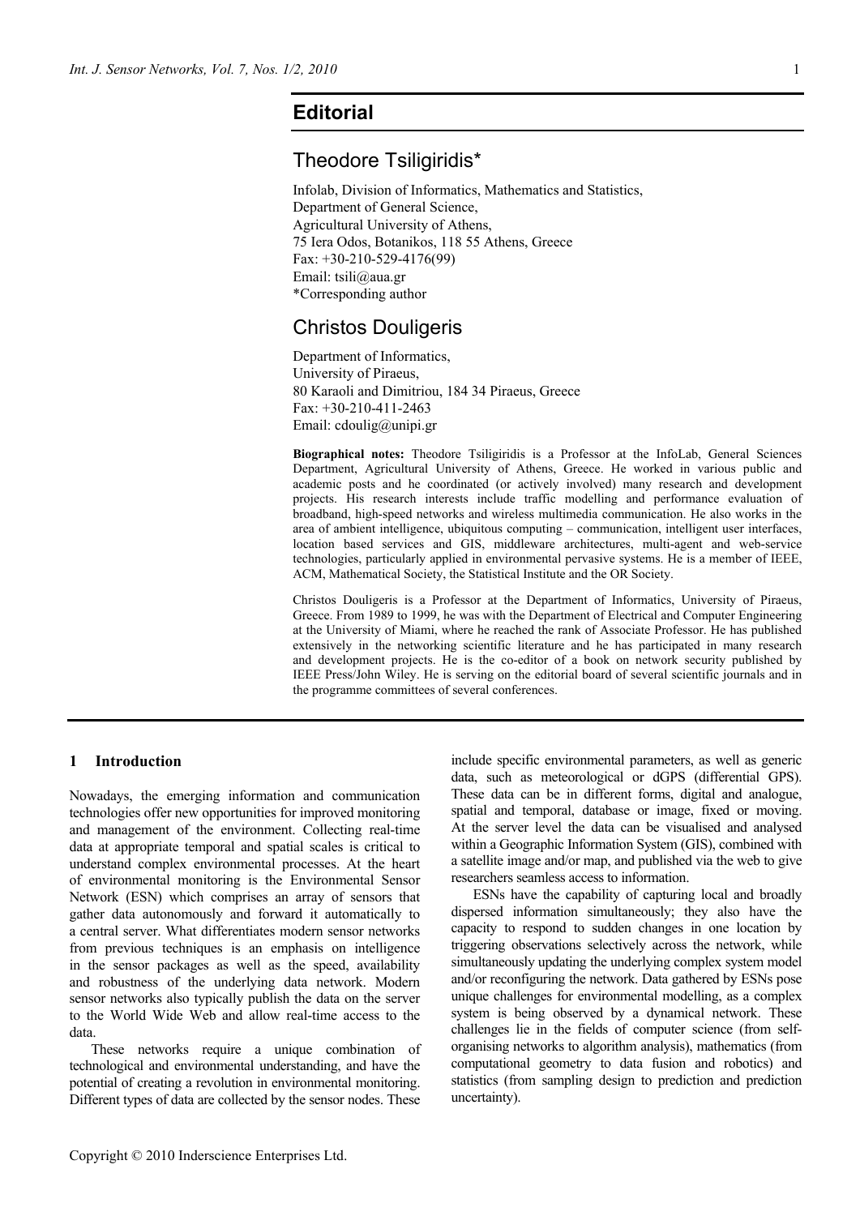# Editorial

## Theodore Tsiligiridis*

Infolab, Division of Informatics, Mathematics and Statistics,
Department of General Science,
Agricultural University of Athens,
75 Iera Odos, Botanikos, 118 55 Athens, Greece
Fax: +30-210-529-4176(99)
Email: tsili@aua.gr
*Corresponding author

## Christos Douligeris

Department of Informatics,
University of Piraeus,
80 Karaoli and Dimitriou, 184 34 Piraeus, Greece
Fax: +30-210-411-2463
Email: cdoulig@unipi.gr

**Biographical notes:** Theodore Tsiligiridis is a Professor at the InfoLab, General Sciences Department, Agricultural University of Athens, Greece. He worked in various public and academic posts and he coordinated (or actively involved) many research and development projects. His research interests include traffic modelling and performance evaluation of broadband, high-speed networks and wireless multimedia communication. He also works in the area of ambient intelligence, ubiquitous computing – communication, intelligent user interfaces, location based services and GIS, middleware architectures, multi-agent and web-service technologies, particularly applied in environmental pervasive systems. He is a member of IEEE, ACM, Mathematical Society, the Statistical Institute and the OR Society.

Christos Douligeris is a Professor at the Department of Informatics, University of Piraeus, Greece. From 1989 to 1999, he was with the Department of Electrical and Computer Engineering at the University of Miami, where he reached the rank of Associate Professor. He has published extensively in the networking scientific literature and he has participated in many research and development projects. He is the co-editor of a book on network security published by IEEE Press/John Wiley. He is serving on the editorial board of several scientific journals and in the programme committees of several conferences.

## 1 Introduction

Nowadays, the emerging information and communication technologies offer new opportunities for improved monitoring and management of the environment. Collecting real-time data at appropriate temporal and spatial scales is critical to understand complex environmental processes. At the heart of environmental monitoring is the Environmental Sensor Network (ESN) which comprises an array of sensors that gather data autonomously and forward it automatically to a central server. What differentiates modern sensor networks from previous techniques is an emphasis on intelligence in the sensor packages as well as the speed, availability and robustness of the underlying data network. Modern sensor networks also typically publish the data on the server to the World Wide Web and allow real-time access to the data.

These networks require a unique combination of technological and environmental understanding, and have the potential of creating a revolution in environmental monitoring. Different types of data are collected by the sensor nodes. These include specific environmental parameters, as well as generic data, such as meteorological or dGPS (differential GPS). These data can be in different forms, digital and analogue, spatial and temporal, database or image, fixed or moving. At the server level the data can be visualised and analysed within a Geographic Information System (GIS), combined with a satellite image and/or map, and published via the web to give researchers seamless access to information.

ESNs have the capability of capturing local and broadly dispersed information simultaneously; they also have the capacity to respond to sudden changes in one location by triggering observations selectively across the network, while simultaneously updating the underlying complex system model and/or reconfiguring the network. Data gathered by ESNs pose unique challenges for environmental modelling, as a complex system is being observed by a dynamical network. These challenges lie in the fields of computer science (from self-organising networks to algorithm analysis), mathematics (from computational geometry to data fusion and robotics) and statistics (from sampling design to prediction and prediction uncertainty).

Copyright © 2010 Inderscience Enterprises Ltd.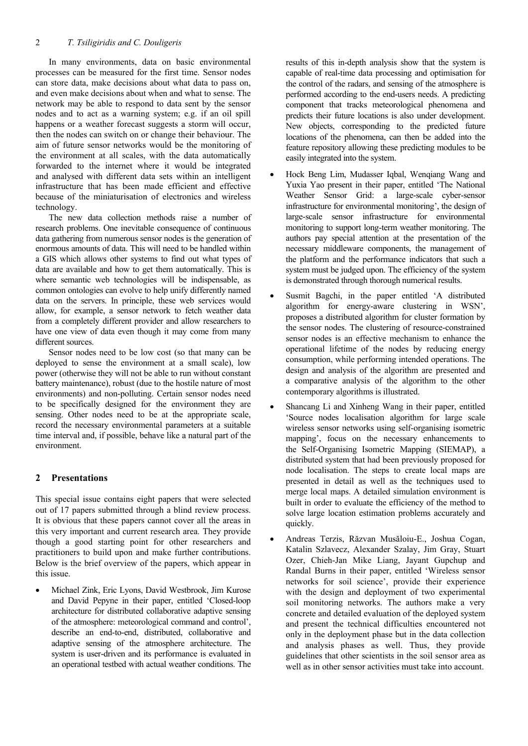In many environments, data on basic environmental processes can be measured for the first time. Sensor nodes can store data, make decisions about what data to pass on, and even make decisions about when and what to sense. The network may be able to respond to data sent by the sensor nodes and to act as a warning system; e.g. if an oil spill happens or a weather forecast suggests a storm will occur, then the nodes can switch on or change their behaviour. The aim of future sensor networks would be the monitoring of the environment at all scales, with the data automatically forwarded to the internet where it would be integrated and analysed with different data sets within an intelligent infrastructure that has been made efficient and effective because of the miniaturisation of electronics and wireless technology.

The new data collection methods raise a number of research problems. One inevitable consequence of continuous data gathering from numerous sensor nodes is the generation of enormous amounts of data. This will need to be handled within a GIS which allows other systems to find out what types of data are available and how to get them automatically. This is where semantic web technologies will be indispensable, as common ontologies can evolve to help unify differently named data on the servers. In principle, these web services would allow, for example, a sensor network to fetch weather data from a completely different provider and allow researchers to have one view of data even though it may come from many different sources.

Sensor nodes need to be low cost (so that many can be deployed to sense the environment at a small scale), low power (otherwise they will not be able to run without constant battery maintenance), robust (due to the hostile nature of most environments) and non-polluting. Certain sensor nodes need to be specifically designed for the environment they are sensing. Other nodes need to be at the appropriate scale, record the necessary environmental parameters at a suitable time interval and, if possible, behave like a natural part of the environment.

## 2 Presentations

This special issue contains eight papers that were selected out of 17 papers submitted through a blind review process. It is obvious that these papers cannot cover all the areas in this very important and current research area. They provide though a good starting point for other researchers and practitioners to build upon and make further contributions. Below is the brief overview of the papers, which appear in this issue.

- Michael Zink, Eric Lyons, David Westbrook, Jim Kurose and David Pepyne in their paper, entitled 'Closed-loop architecture for distributed collaborative adaptive sensing of the atmosphere: meteorological command and control', describe an end-to-end, distributed, collaborative and adaptive sensing of the atmosphere architecture. The system is user-driven and its performance is evaluated in an operational testbed with actual weather conditions. The results of this in-depth analysis show that the system is capable of real-time data processing and optimisation for the control of the radars, and sensing of the atmosphere is performed according to the end-users needs. A predicting component that tracks meteorological phenomena and predicts their future locations is also under development. New objects, corresponding to the predicted future locations of the phenomena, can then be added into the feature repository allowing these predicting modules to be easily integrated into the system.
- Hock Beng Lim, Mudasser Iqbal, Wenqiang Wang and Yuxia Yao present in their paper, entitled 'The National Weather Sensor Grid: a large-scale cyber-sensor infrastructure for environmental monitoring', the design of large-scale sensor infrastructure for environmental monitoring to support long-term weather monitoring. The authors pay special attention at the presentation of the necessary middleware components, the management of the platform and the performance indicators that such a system must be judged upon. The efficiency of the system is demonstrated through thorough numerical results.
- Susmit Bagchi, in the paper entitled 'A distributed algorithm for energy-aware clustering in WSN', proposes a distributed algorithm for cluster formation by the sensor nodes. The clustering of resource-constrained sensor nodes is an effective mechanism to enhance the operational lifetime of the nodes by reducing energy consumption, while performing intended operations. The design and analysis of the algorithm are presented and a comparative analysis of the algorithm to the other contemporary algorithms is illustrated.
- Shancang Li and Xinheng Wang in their paper, entitled 'Source nodes localisation algorithm for large scale wireless sensor networks using self-organising isometric mapping', focus on the necessary enhancements to the Self-Organising Isometric Mapping (SIEMAP), a distributed system that had been previously proposed for node localisation. The steps to create local maps are presented in detail as well as the techniques used to merge local maps. A detailed simulation environment is built in order to evaluate the efficiency of the method to solve large location estimation problems accurately and quickly.
- Andreas Terzis, Răzvan Musăloiu-E., Joshua Cogan, Katalin Szlavecz, Alexander Szalay, Jim Gray, Stuart Ozer, Chieh-Jan Mike Liang, Jayant Gupchup and Randal Burns in their paper, entitled 'Wireless sensor networks for soil science', provide their experience with the design and deployment of two experimental soil monitoring networks. The authors make a very concrete and detailed evaluation of the deployed system and present the technical difficulties encountered not only in the deployment phase but in the data collection and analysis phases as well. Thus, they provide guidelines that other scientists in the soil sensor area as well as in other sensor activities must take into account.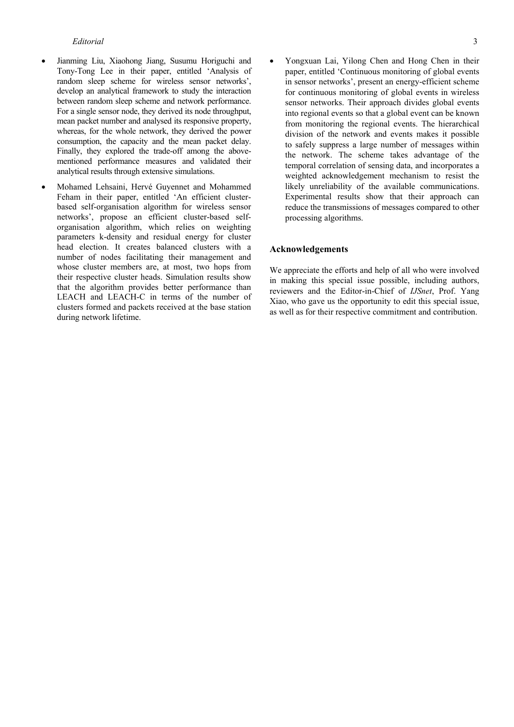- Jianming Liu, Xiaohong Jiang, Susumu Horiguchi and Tony-Tong Lee in their paper, entitled 'Analysis of random sleep scheme for wireless sensor networks', develop an analytical framework to study the interaction between random sleep scheme and network performance. For a single sensor node, they derived its node throughput, mean packet number and analysed its responsive property, whereas, for the whole network, they derived the power consumption, the capacity and the mean packet delay. Finally, they explored the trade-off among the above-mentioned performance measures and validated their analytical results through extensive simulations.
- Mohamed Lehsaini, Hervé Guyennet and Mohammed Feham in their paper, entitled 'An efficient cluster-based self-organisation algorithm for wireless sensor networks', propose an efficient cluster-based self-organisation algorithm, which relies on weighting parameters k-density and residual energy for cluster head election. It creates balanced clusters with a number of nodes facilitating their management and whose cluster members are, at most, two hops from their respective cluster heads. Simulation results show that the algorithm provides better performance than LEACH and LEACH-C in terms of the number of clusters formed and packets received at the base station during network lifetime.
- Yongxuan Lai, Yilong Chen and Hong Chen in their paper, entitled 'Continuous monitoring of global events in sensor networks', present an energy-efficient scheme for continuous monitoring of global events in wireless sensor networks. Their approach divides global events into regional events so that a global event can be known from monitoring the regional events. The hierarchical division of the network and events makes it possible to safely suppress a large number of messages within the network. The scheme takes advantage of the temporal correlation of sensing data, and incorporates a weighted acknowledgement mechanism to resist the likely unreliability of the available communications. Experimental results show that their approach can reduce the transmissions of messages compared to other processing algorithms.

## Acknowledgements

We appreciate the efforts and help of all who were involved in making this special issue possible, including authors, reviewers and the Editor-in-Chief of *IJSnet*, Prof. Yang Xiao, who gave us the opportunity to edit this special issue, as well as for their respective commitment and contribution.